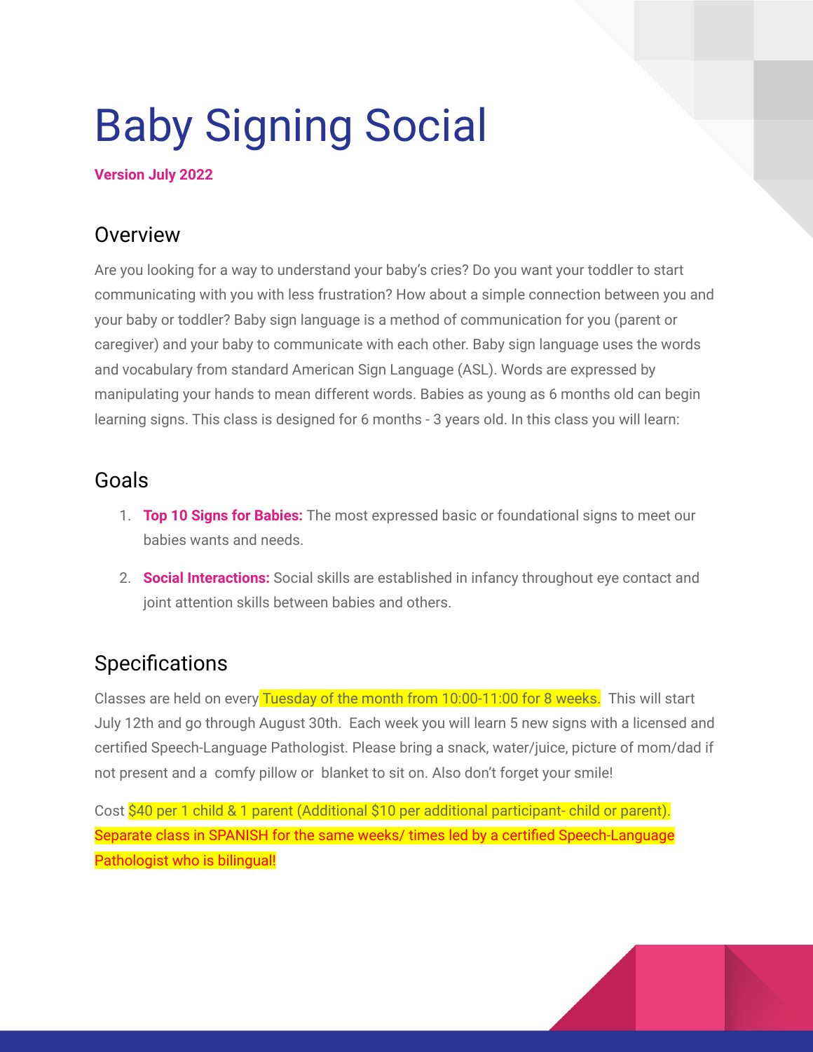# Baby Signing Social

**Version July 2022**

## Overview

Are you looking for a way to understand your baby's cries? Do you want your toddler to start communicating with you with less frustration? How about a simple connection between you and your baby or toddler? Baby sign language is a method of communication for you (parent or caregiver) and your baby to communicate with each other. Baby sign language uses the words and vocabulary from standard American Sign Language (ASL). Words are expressed by manipulating your hands to mean different words. Babies as young as 6 months old can begin learning signs. This class is designed for 6 months - 3 years old. In this class you will learn:

## Goals

1. **Top 10 Signs for Babies:** The most expressed basic or foundational signs to meet our babies wants and needs.
2. **Social Interactions:** Social skills are established in infancy throughout eye contact and joint attention skills between babies and others.

## Specifications

Classes are held on every Tuesday of the month from 10:00-11:00 for 8 weeks. This will start July 12th and go through August 30th. Each week you will learn 5 new signs with a licensed and certified Speech-Language Pathologist. Please bring a snack, water/juice, picture of mom/dad if not present and a comfy pillow or blanket to sit on. Also don't forget your smile!

Cost $40 per 1 child & 1 parent (Additional $10 per additional participant- child or parent). Separate class in SPANISH for the same weeks/ times led by a certified Speech-Language Pathologist who is bilingual!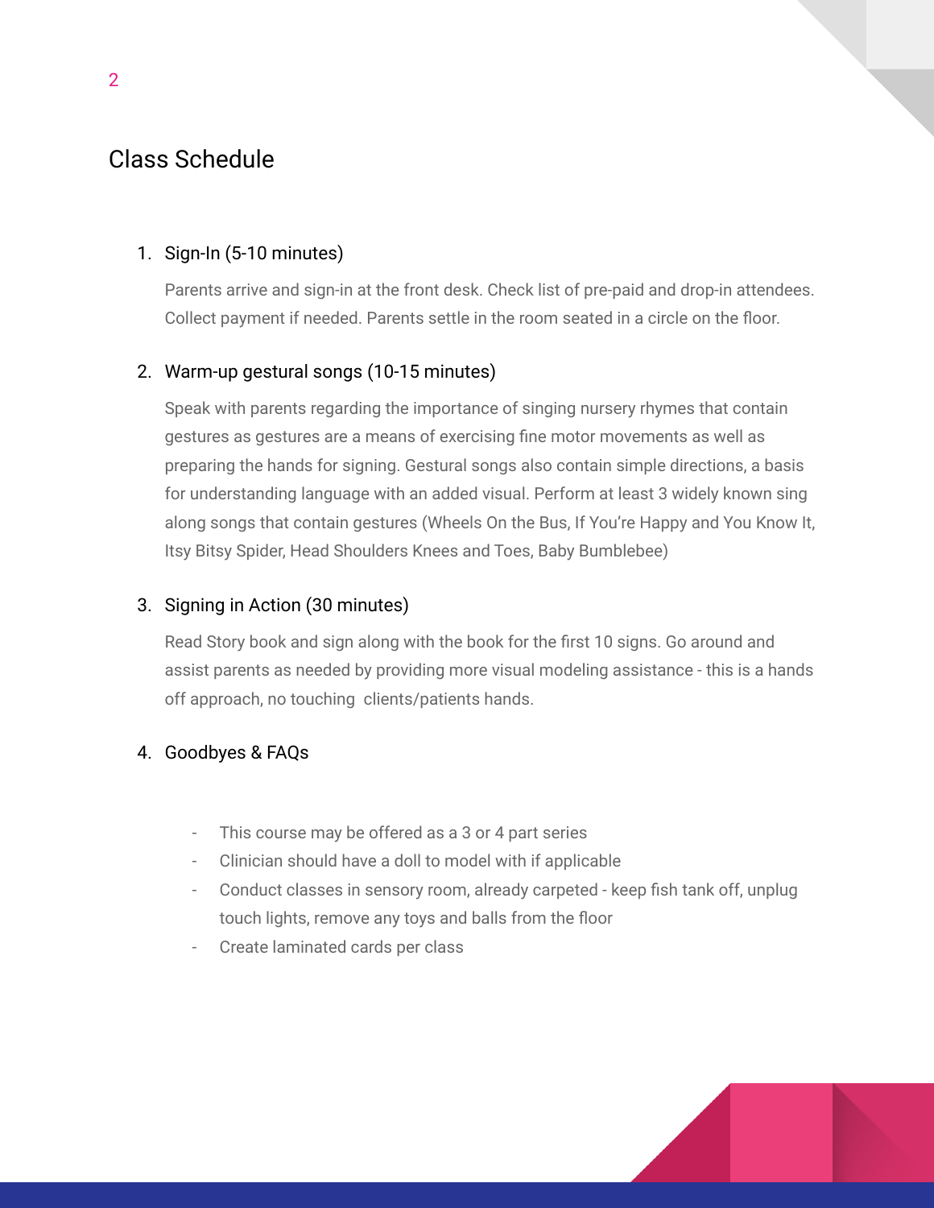## Class Schedule

1. Sign-In (5-10 minutes)

   Parents arrive and sign-in at the front desk. Check list of pre-paid and drop-in attendees. Collect payment if needed. Parents settle in the room seated in a circle on the floor.

2. Warm-up gestural songs (10-15 minutes)

   Speak with parents regarding the importance of singing nursery rhymes that contain gestures as gestures are a means of exercising fine motor movements as well as preparing the hands for signing. Gestural songs also contain simple directions, a basis for understanding language with an added visual. Perform at least 3 widely known sing along songs that contain gestures (Wheels On the Bus, If You're Happy and You Know It, Itsy Bitsy Spider, Head Shoulders Knees and Toes, Baby Bumblebee)

3. Signing in Action (30 minutes)

   Read Story book and sign along with the book for the first 10 signs. Go around and assist parents as needed by providing more visual modeling assistance - this is a hands off approach, no touching clients/patients hands.

4. Goodbyes & FAQs

- This course may be offered as a 3 or 4 part series
- Clinician should have a doll to model with if applicable
- Conduct classes in sensory room, already carpeted - keep fish tank off, unplug touch lights, remove any toys and balls from the floor
- Create laminated cards per class